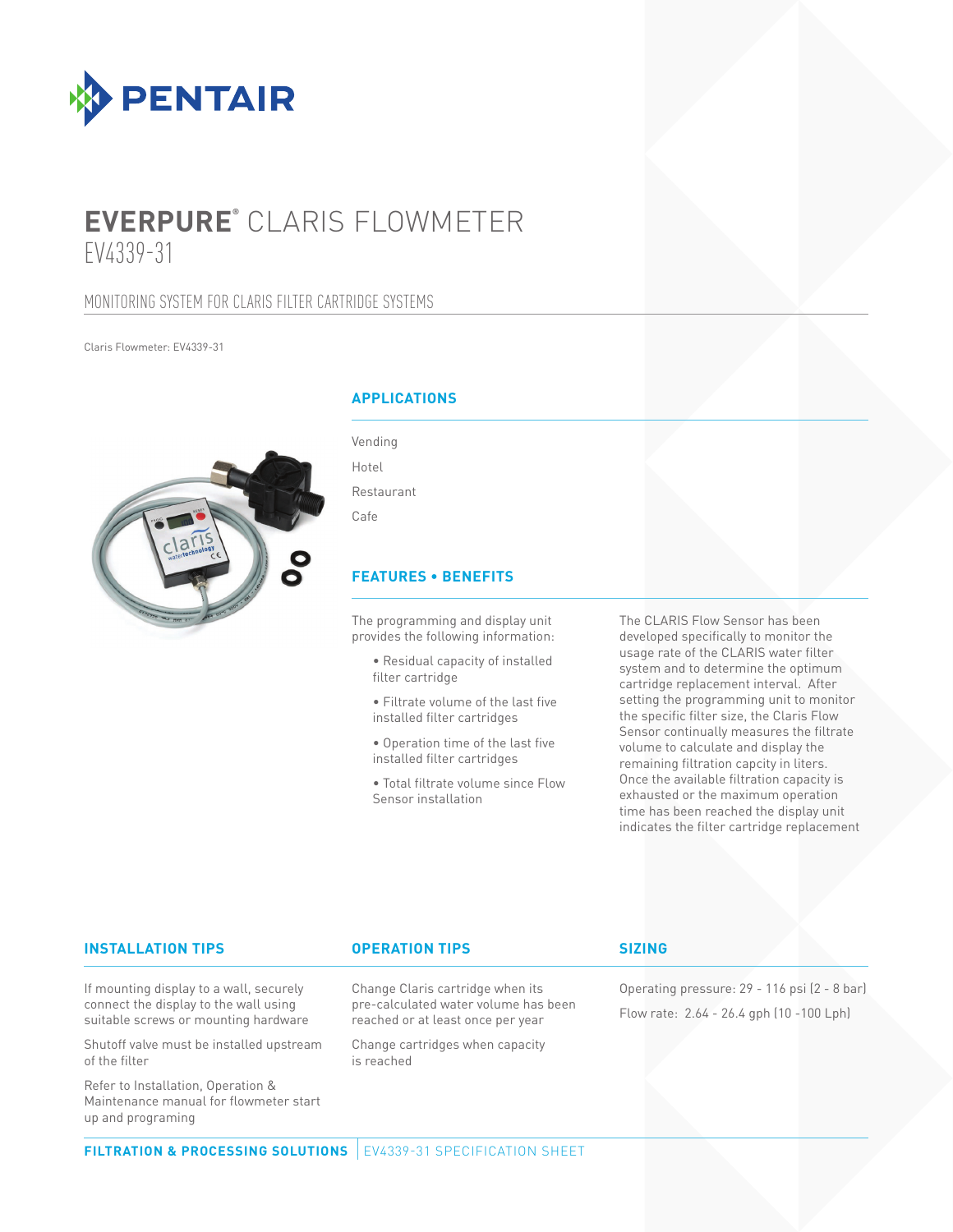PENTAIR

# EVERPURE® CLARIS FLOWMETER
EV4339-31

## MONITORING SYSTEM FOR CLARIS FILTER CARTRIDGE SYSTEMS

Claris Flowmeter: EV4339-31

## APPLICATIONS

Vending

Hotel

Restaurant

Cafe

## FEATURES • BENEFITS

The programming and display unit provides the following information:

- Residual capacity of installed filter cartridge
- Filtrate volume of the last five installed filter cartridges
- Operation time of the last five installed filter cartridges
- Total filtrate volume since Flow Sensor installation

The CLARIS Flow Sensor has been developed specifically to monitor the usage rate of the CLARIS water filter system and to determine the optimum cartridge replacement interval. After setting the programming unit to monitor the specific filter size, the Claris Flow Sensor continually measures the filtrate volume to calculate and display the remaining filtration capcity in liters. Once the available filtration capacity is exhausted or the maximum operation time has been reached the display unit indicates the filter cartridge replacement

## INSTALLATION TIPS

If mounting display to a wall, securely connect the display to the wall using suitable screws or mounting hardware

Shutoff valve must be installed upstream of the filter

Refer to Installation, Operation & Maintenance manual for flowmeter start up and programing

## OPERATION TIPS

Change Claris cartridge when its pre-calculated water volume has been reached or at least once per year

Change cartridges when capacity is reached

## SIZING

Operating pressure: 29 - 116 psi (2 - 8 bar)

Flow rate: 2.64 - 26.4 gph (10 -100 Lph)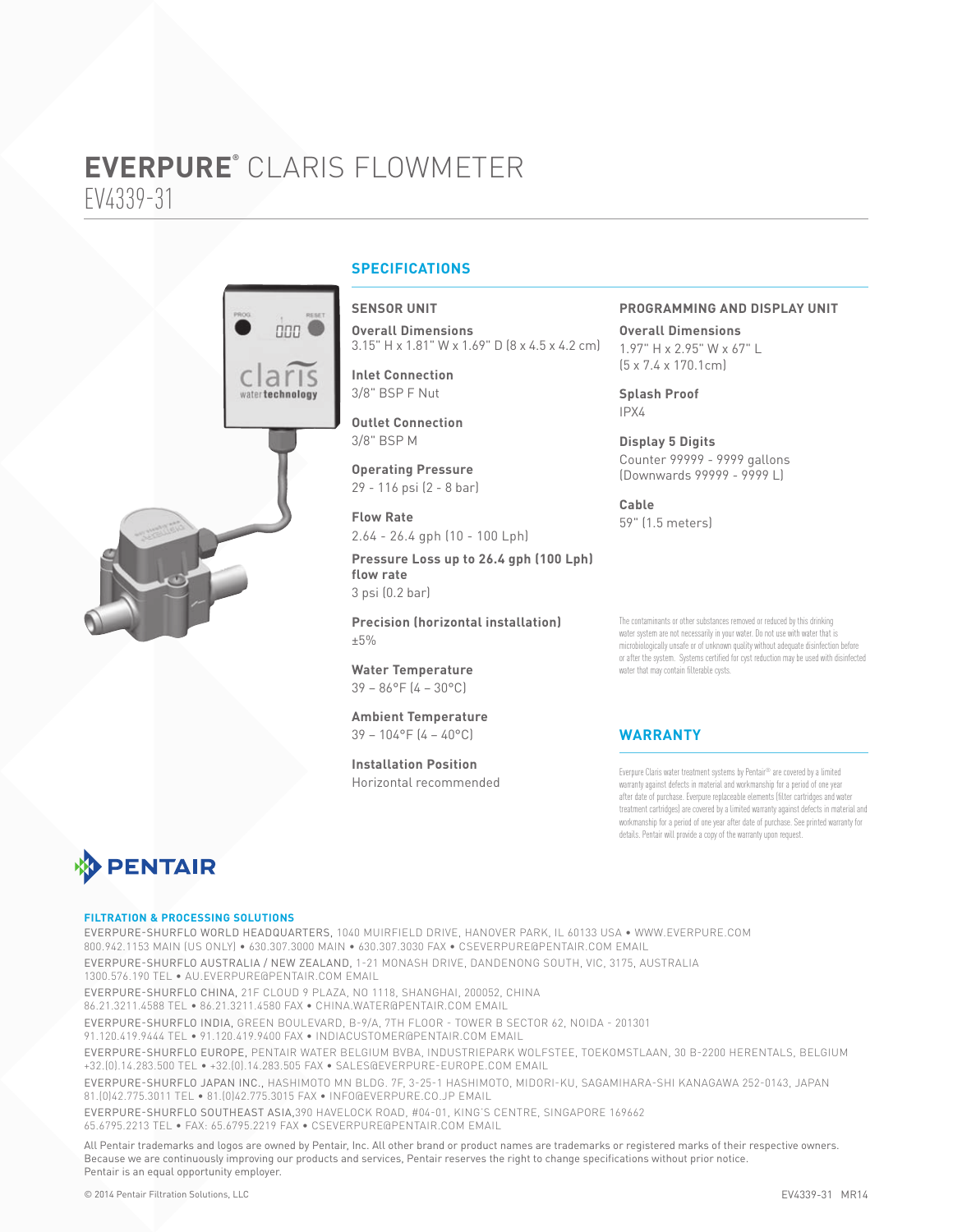# **EVERPURE**® CLARIS FLOWMETER

EV4339-31

## SPECIFICATIONS

### SENSOR UNIT

**Overall Dimensions**
3.15" H x 1.81" W x 1.69" D (8 x 4.5 x 4.2 cm)

**Inlet Connection**
3/8" BSP F Nut

**Outlet Connection**
3/8" BSP M

**Operating Pressure**
29 - 116 psi (2 - 8 bar)

**Flow Rate**
2.64 - 26.4 gph (10 - 100 Lph)

**Pressure Loss up to 26.4 gph (100 Lph) flow rate**
3 psi (0.2 bar)

**Precision (horizontal installation)**
±5%

**Water Temperature**
39 – 86°F (4 – 30°C)

**Ambient Temperature**
39 – 104°F (4 – 40°C)

**Installation Position**
Horizontal recommended

### PROGRAMMING AND DISPLAY UNIT

**Overall Dimensions**
1.97" H x 2.95" W x 67" L
(5 x 7.4 x 170.1cm)

**Splash Proof**
IPX4

**Display 5 Digits**
Counter 99999 - 9999 gallons
(Downwards 99999 - 9999 L)

**Cable**
59" (1.5 meters)

The contaminants or other substances removed or reduced by this drinking water system are not necessarily in your water. Do not use with water that is microbiologically unsafe or of unknown quality without adequate disinfection before or after the system. Systems certified for cyst reduction may be used with disinfected water that may contain filterable cysts.

## WARRANTY

Everpure Claris water treatment systems by Pentair® are covered by a limited warranty against defects in material and workmanship for a period of one year after date of purchase. Everpure replaceable elements (filter cartridges and water treatment cartridges) are covered by a limited warranty against defects in material and workmanship for a period of one year after date of purchase. See printed warranty for details. Pentair will provide a copy of the warranty upon request.

**PENTAIR**

**FILTRATION & PROCESSING SOLUTIONS**

EVERPURE-SHURFLO WORLD HEADQUARTERS, 1040 MUIRFIELD DRIVE, HANOVER PARK, IL 60133 USA • WWW.EVERPURE.COM
800.942.1153 MAIN (US ONLY) • 630.307.3000 MAIN • 630.307.3030 FAX • CSEVERPURE@PENTAIR.COM EMAIL

EVERPURE-SHURFLO AUSTRALIA / NEW ZEALAND, 1-21 MONASH DRIVE, DANDENONG SOUTH, VIC, 3175, AUSTRALIA
1300.576.190 TEL • AU.EVERPURE@PENTAIR.COM EMAIL

EVERPURE-SHURFLO CHINA, 21F CLOUD 9 PLAZA, NO 1118, SHANGHAI, 200052, CHINA
86.21.3211.4588 TEL • 86.21.3211.4580 FAX • CHINA.WATER@PENTAIR.COM EMAIL

EVERPURE-SHURFLO INDIA, GREEN BOULEVARD, B-9/A, 7TH FLOOR - TOWER B SECTOR 62, NOIDA - 201301
91.120.419.9444 TEL • 91.120.419.9400 FAX • INDIACUSTOMER@PENTAIR.COM EMAIL

EVERPURE-SHURFLO EUROPE, PENTAIR WATER BELGIUM BVBA, INDUSTRIEPARK WOLFSTEE, TOEKOMSTLAAN, 30 B-2200 HERENTALS, BELGIUM
+32.(0).14.283.500 TEL • +32.(0).14.283.505 FAX • SALES@EVERPURE-EUROPE.COM EMAIL

EVERPURE-SHURFLO JAPAN INC., HASHIMOTO MN BLDG. 7F, 3-25-1 HASHIMOTO, MIDORI-KU, SAGAMIHARA-SHI KANAGAWA 252-0143, JAPAN
81.(0)42.775.3011 TEL • 81.(0)42.775.3015 FAX • INFO@EVERPURE.CO.JP EMAIL

EVERPURE-SHURFLO SOUTHEAST ASIA,390 HAVELOCK ROAD, #04-01, KING'S CENTRE, SINGAPORE 169662
65.6795.2213 TEL • FAX: 65.6795.2219 FAX • CSEVERPURE@PENTAIR.COM EMAIL

All Pentair trademarks and logos are owned by Pentair, Inc. All other brand or product names are trademarks or registered marks of their respective owners. Because we are continuously improving our products and services, Pentair reserves the right to change specifications without prior notice.
Pentair is an equal opportunity employer.

© 2014 Pentair Filtration Solutions, LLC

EV4339-31 MR14